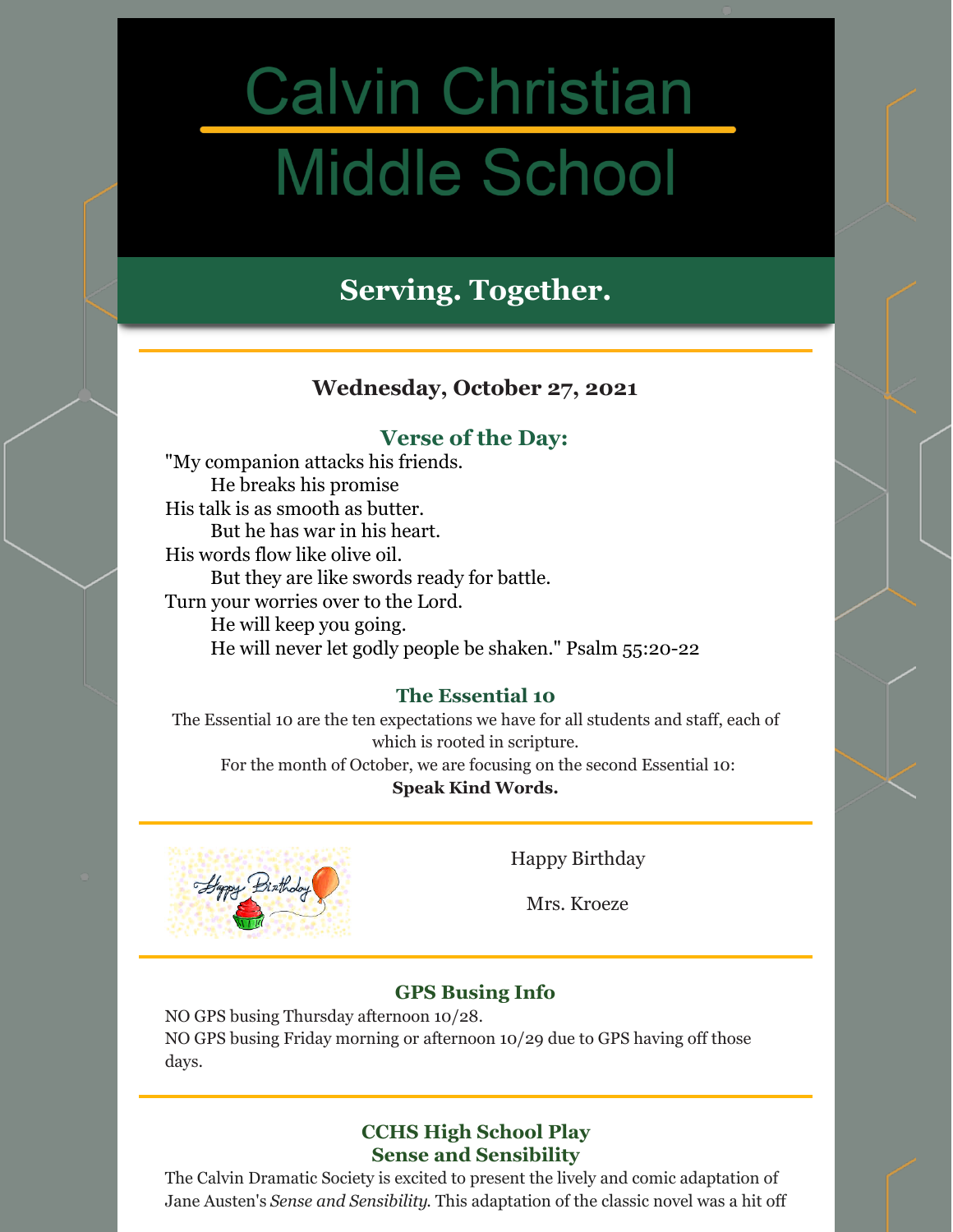# Calvin Christian Middle School

## Serving. Together.

---

### Wednesday, October 27, 2021

### Verse of the Day:

"My companion attacks his friends.
He breaks his promise
His talk is as smooth as butter.
But he has war in his heart.
His words flow like olive oil.
But they are like swords ready for battle.
Turn your worries over to the Lord.
He will keep you going.
He will never let godly people be shaken." Psalm 55:20-22

### The Essential 10

The Essential 10 are the ten expectations we have for all students and staff, each of which is rooted in scripture.

For the month of October, we are focusing on the second Essential 10:

**Speak Kind Words.**

---

Happy Birthday

Mrs. Kroeze

---

### GPS Busing Info

NO GPS busing Thursday afternoon 10/28.
NO GPS busing Friday morning or afternoon 10/29 due to GPS having off those days.

---

### CCHS High School Play
### Sense and Sensibility

The Calvin Dramatic Society is excited to present the lively and comic adaptation of Jane Austen's *Sense and Sensibility*. This adaptation of the classic novel was a hit off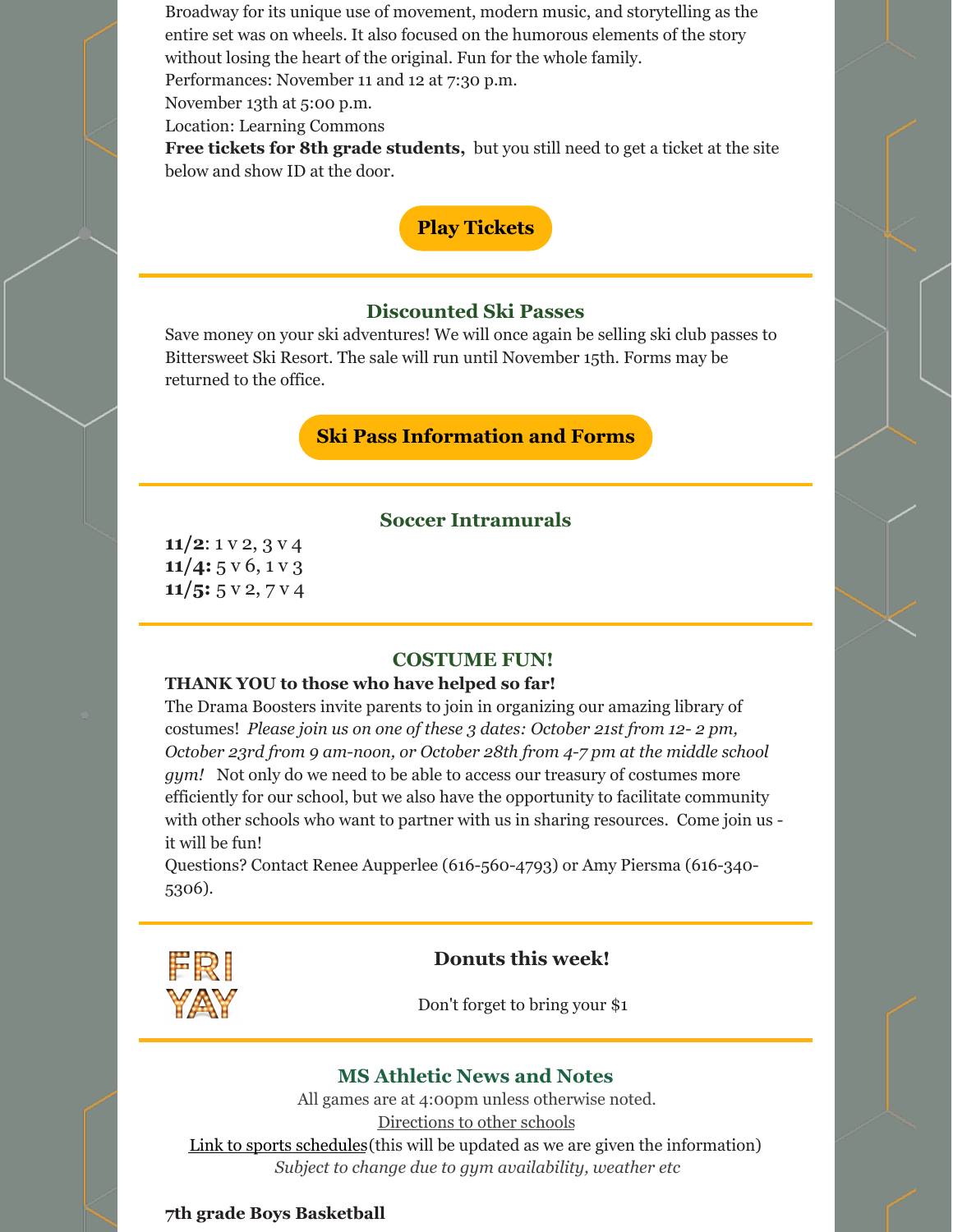Broadway for its unique use of movement, modern music, and storytelling as the entire set was on wheels. It also focused on the humorous elements of the story without losing the heart of the original. Fun for the whole family.
Performances: November 11 and 12 at 7:30 p.m.
November 13th at 5:00 p.m.
Location: Learning Commons
**Free tickets for 8th grade students,** but you still need to get a ticket at the site below and show ID at the door.

**Play Tickets**

---

## Discounted Ski Passes

Save money on your ski adventures! We will once again be selling ski club passes to Bittersweet Ski Resort. The sale will run until November 15th. Forms may be returned to the office.

**Ski Pass Information and Forms**

---

## Soccer Intramurals

**11/2**: 1 v 2, 3 v 4
**11/4:** 5 v 6, 1 v 3
**11/5:** 5 v 2, 7 v 4

---

## COSTUME FUN!

**THANK YOU to those who have helped so far!**
The Drama Boosters invite parents to join in organizing our amazing library of costumes! *Please join us on one of these 3 dates: October 21st from 12- 2 pm, October 23rd from 9 am-noon, or October 28th from 4-7 pm at the middle school gym!* Not only do we need to be able to access our treasury of costumes more efficiently for our school, but we also have the opportunity to facilitate community with other schools who want to partner with us in sharing resources. Come join us - it will be fun!
Questions? Contact Renee Aupperlee (616-560-4793) or Amy Piersma (616-340-5306).

---

FRI YAY

## Donuts this week!

Don't forget to bring your $1

---

## MS Athletic News and Notes

All games are at 4:00pm unless otherwise noted.
Directions to other schools
Link to sports schedules(this will be updated as we are given the information)
*Subject to change due to gym availability, weather etc*

**7th grade Boys Basketball**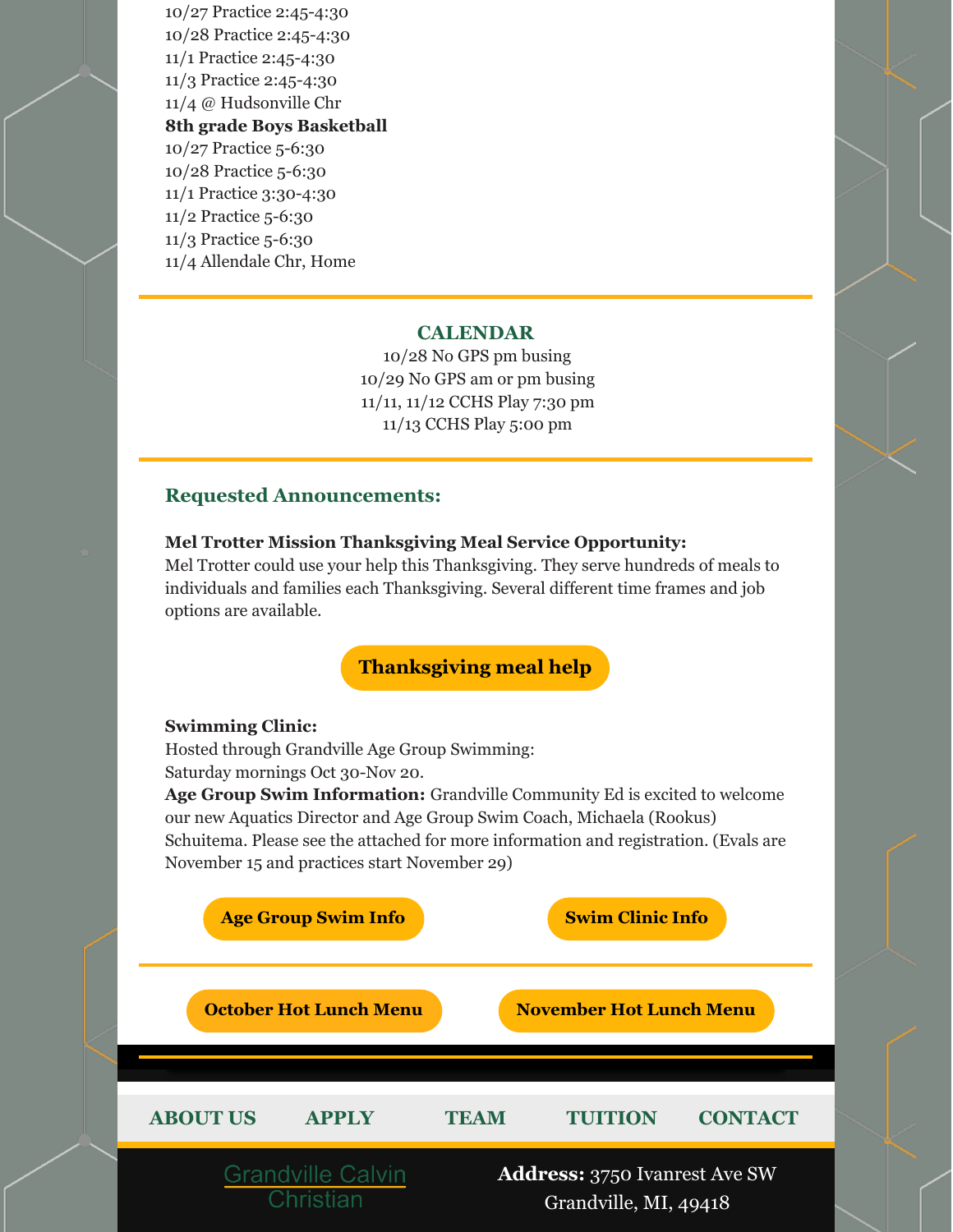10/27 Practice 2:45-4:30
10/28 Practice 2:45-4:30
11/1 Practice 2:45-4:30
11/3 Practice 2:45-4:30
11/4 @ Hudsonville Chr

**8th grade Boys Basketball**
10/27 Practice 5-6:30
10/28 Practice 5-6:30
11/1 Practice 3:30-4:30
11/2 Practice 5-6:30
11/3 Practice 5-6:30
11/4 Allendale Chr, Home

---

## CALENDAR

10/28 No GPS pm busing
10/29 No GPS am or pm busing
11/11, 11/12 CCHS Play 7:30 pm
11/13 CCHS Play 5:00 pm

---

## Requested Announcements:

**Mel Trotter Mission Thanksgiving Meal Service Opportunity:**
Mel Trotter could use your help this Thanksgiving. They serve hundreds of meals to individuals and families each Thanksgiving. Several different time frames and job options are available.

**Thanksgiving meal help**

**Swimming Clinic:**
Hosted through Grandville Age Group Swimming:
Saturday mornings Oct 30-Nov 20.
**Age Group Swim Information:** Grandville Community Ed is excited to welcome our new Aquatics Director and Age Group Swim Coach, Michaela (Rookus) Schuitema. Please see the attached for more information and registration. (Evals are November 15 and practices start November 29)

**Age Group Swim Info** | **Swim Clinic Info**

---

**October Hot Lunch Menu** | **November Hot Lunch Menu**

---

ABOUT US | APPLY | TEAM | TUITION | CONTACT

Grandville Calvin Christian

**Address:** 3750 Ivanrest Ave SW
Grandville, MI, 49418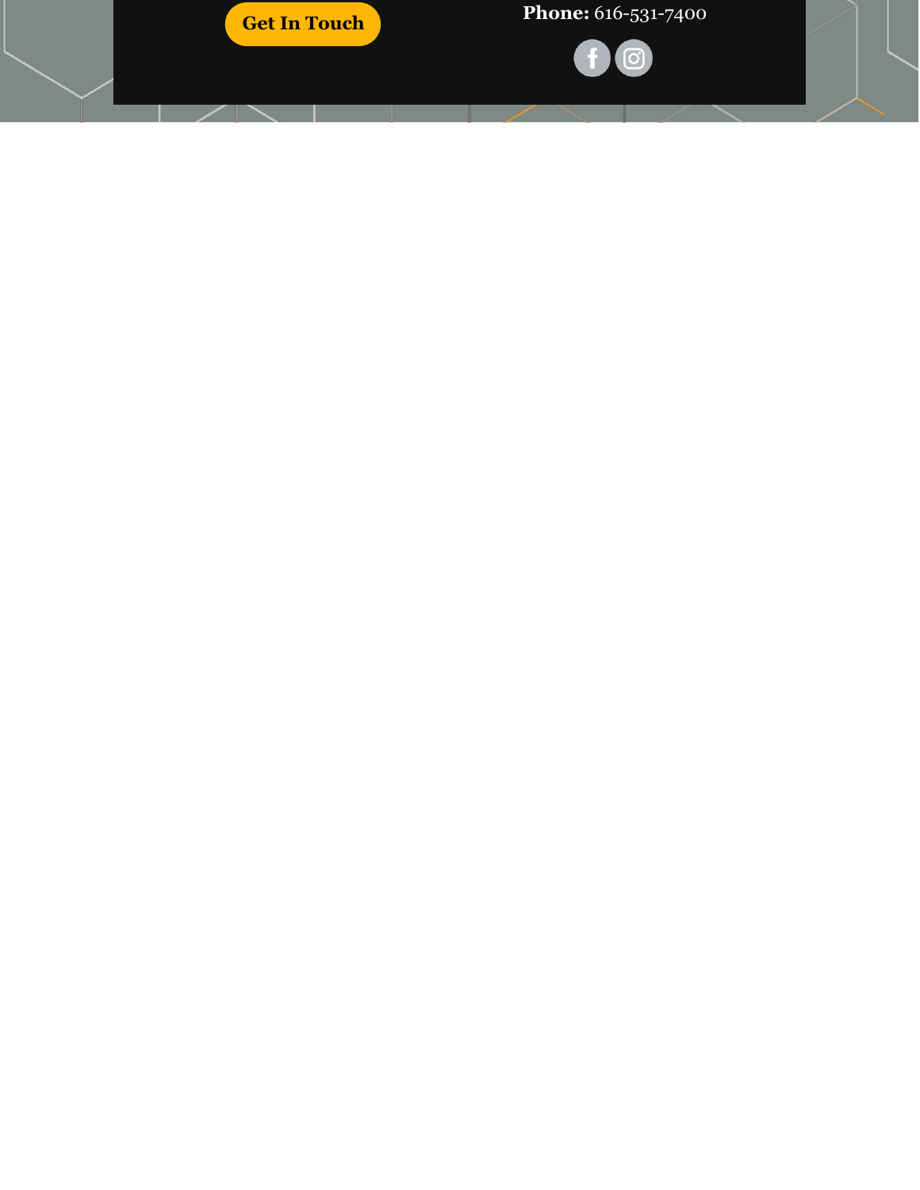Get In Touch

**Phone:** 616-531-7400